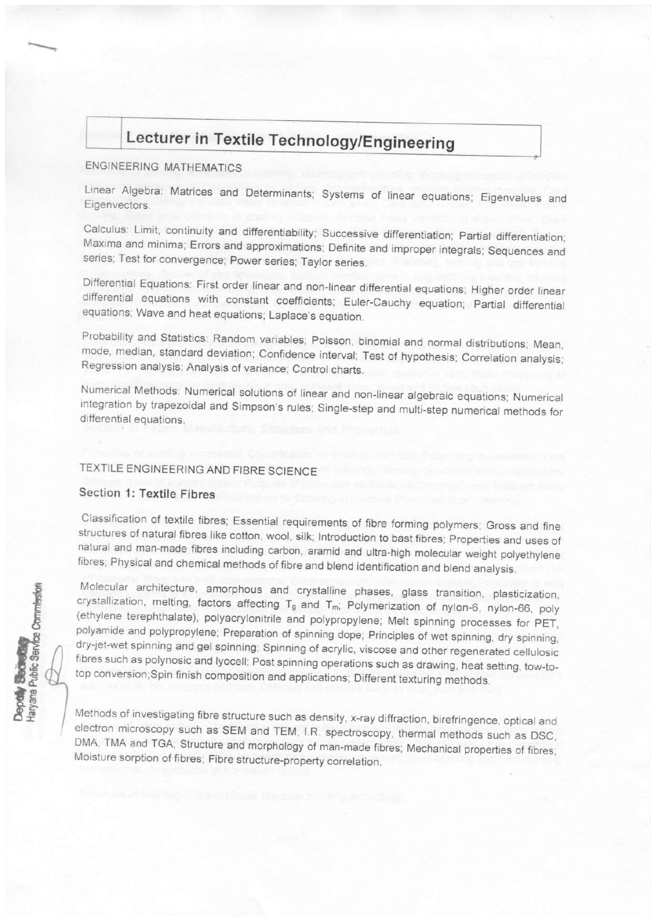# Lecturer in Textile Technology/Engineering

ENGINEERING MATHEMATICS

Linear Algebra: Matrices and Determinants; Systems of linear equations; Eigenvalues and Eigenvectors.

Calculus: Limit, continuity and differentiability; Successive differentiation; Partial differentiation; Maxima and minima; Errors and approximations; Definite and improper integrals; Sequences and series; Test for convergence; Power series; Taylor series.

Differential Equations: First order linear and non-linear differential equations; Higher order linear differential equations with constant coefficients; Euler-Cauchy equation; Partial differential equations; Wave and heat equations; Laplace's equation.

Probability and Statistics: Random variables; Poisson, binomial and normal distributions; Mean, mode, median, standard deviation; Confidence interval; Test of hypothesis; Correlation analysis; Regression analysis; Analysis of variance; Control charts.

Numerical Methods: Numerical solutions of linear and non-linear algebraic equations; Numerical integration by trapezoidal and Simpson's rules; Single-step and multi-step numerical methods for differential equations.

TEXTILE ENGINEERING AND FIBRE SCIENCE

## Section 1: Textile Fibres

Classification of textile fibres; Essential requirements of fibre forming polymers; Gross and fine structures of natural fibres like cotton, wool, silk; Introduction to bast fibres; Properties and uses of natural and man-made fibres including carbon, aramid and ultra-high molecular weight polyethylene fibres; Physical and chemical methods of fibre and blend identification and blend analysis.

Molecular architecture, amorphous and crystalline phases, glass transition, plasticization, crystallization, melting, factors affecting $T_g$ and $T_m$; Polymerization of nylon-6, nylon-66, poly (ethylene terephthalate), polyacrylonitrile and polypropylene; Melt spinning processes for PET, polyamide and polypropylene; Preparation of spinning dope; Principles of wet spinning, dry spinning, dry-jet-wet spinning and gel spinning; Spinning of acrylic, viscose and other regenerated cellulosic fibres such as polynosic and lyocell; Post spinning operations such as drawing, heat setting, tow-to-top conversion;Spin finish composition and applications; Different texturing methods.

Methods of investigating fibre structure such as density, x-ray diffraction, birefringence, optical and electron microscopy such as SEM and TEM, I.R. spectroscopy, thermal methods such as DSC, DMA, TMA and TGA; Structure and morphology of man-made fibres; Mechanical properties of fibres; Moisture sorption of fibres; Fibre structure-property correlation.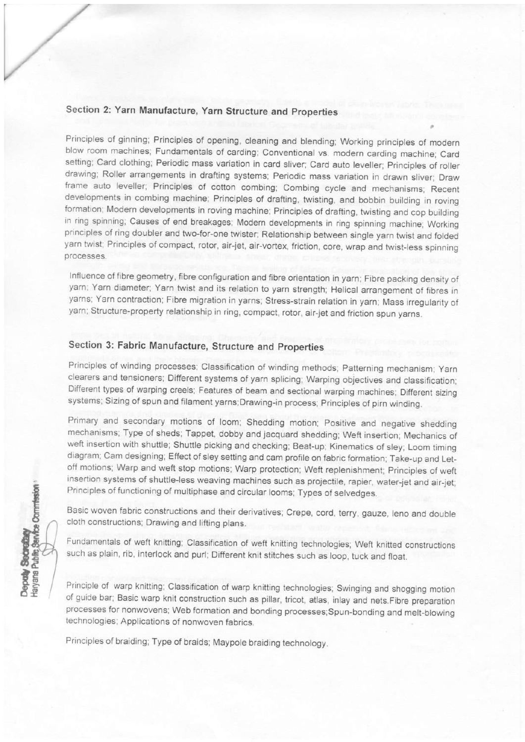## Section 2: Yarn Manufacture, Yarn Structure and Properties

Principles of ginning; Principles of opening, cleaning and blending; Working principles of modern blow room machines; Fundamentals of carding; Conventional vs. modern carding machine; Card setting; Card clothing; Periodic mass variation in card sliver; Card auto leveller; Principles of roller drawing; Roller arrangements in drafting systems; Periodic mass variation in drawn sliver; Draw frame auto leveller; Principles of cotton combing; Combing cycle and mechanisms; Recent developments in combing machine; Principles of drafting, twisting, and bobbin building in roving formation; Modern developments in roving machine; Principles of drafting, twisting and cop building in ring spinning; Causes of end breakages; Modern developments in ring spinning machine; Working principles of ring doubler and two-for-one twister; Relationship between single yarn twist and folded yarn twist; Principles of compact, rotor, air-jet, air-vortex, friction, core, wrap and twist-less spinning processes.

Influence of fibre geometry, fibre configuration and fibre orientation in yarn; Fibre packing density of yarn; Yarn diameter; Yarn twist and its relation to yarn strength; Helical arrangement of fibres in yarns; Yarn contraction; Fibre migration in yarns; Stress-strain relation in yarn; Mass irregularity of yarn; Structure-property relationship in ring, compact, rotor, air-jet and friction spun yarns.

## Section 3: Fabric Manufacture, Structure and Properties

Principles of winding processes; Classification of winding methods; Patterning mechanism; Yarn clearers and tensioners; Different systems of yarn splicing; Warping objectives and classification; Different types of warping creels; Features of beam and sectional warping machines; Different sizing systems; Sizing of spun and filament yarns;Drawing-in process; Principles of pirn winding.

Primary and secondary motions of loom; Shedding motion; Positive and negative shedding mechanisms; Type of sheds; Tappet, dobby and jacquard shedding; Weft insertion; Mechanics of weft insertion with shuttle; Shuttle picking and checking; Beat-up; Kinematics of sley; Loom timing diagram; Cam designing; Effect of sley setting and cam profile on fabric formation; Take-up and Let-off motions; Warp and weft stop motions; Warp protection; Weft replenishment; Principles of weft insertion systems of shuttle-less weaving machines such as projectile, rapier, water-jet and air-jet; Principles of functioning of multiphase and circular looms; Types of selvedges.

Basic woven fabric constructions and their derivatives; Crepe, cord, terry, gauze, leno and double cloth constructions; Drawing and lifting plans.

Fundamentals of weft knitting; Classification of weft knitting technologies; Weft knitted constructions such as plain, rib, interlock and purl; Different knit stitches such as loop, tuck and float.

Principle of warp knitting; Classification of warp knitting technologies; Swinging and shogging motion of guide bar; Basic warp knit construction such as pillar, tricot, atlas, inlay and nets.Fibre preparation processes for nonwovens; Web formation and bonding processes;Spun-bonding and melt-blowing technologies; Applications of nonwoven fabrics.

Principles of braiding; Type of braids; Maypole braiding technology.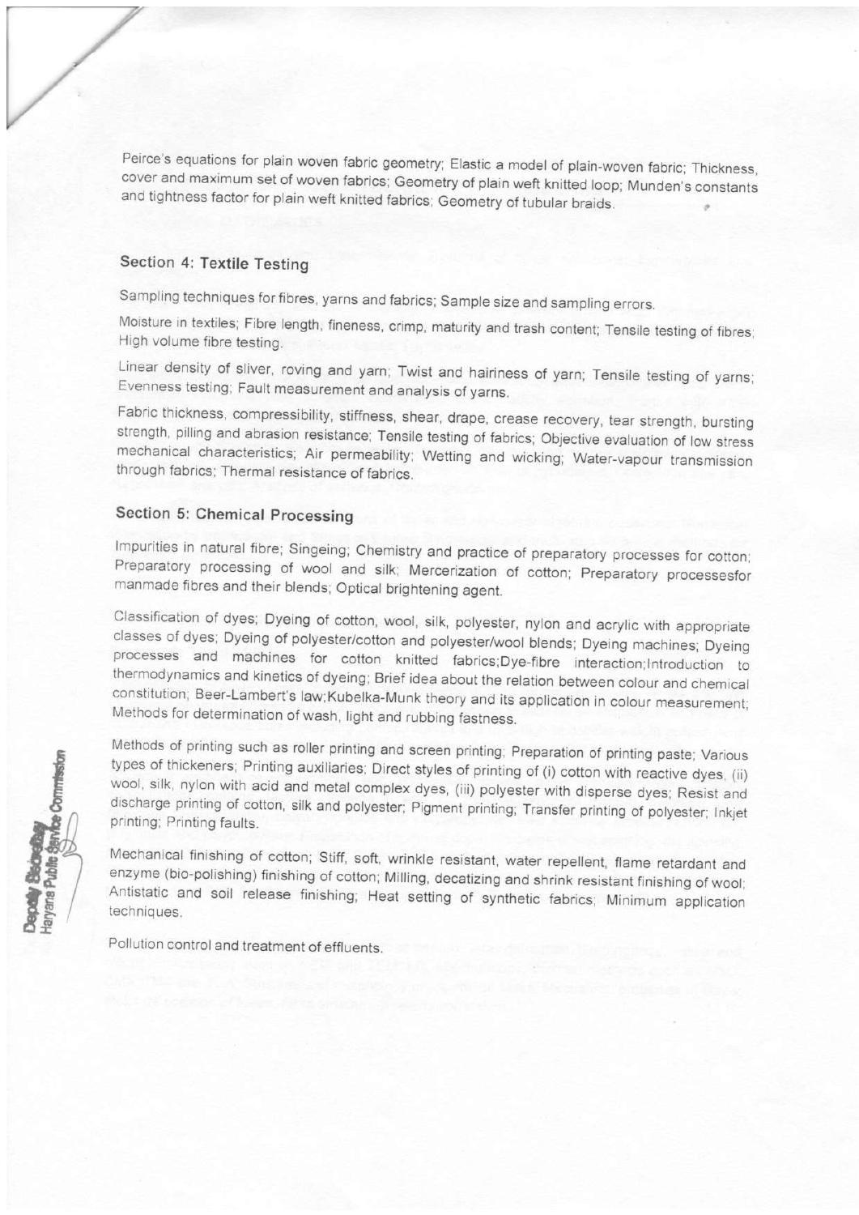Peirce's equations for plain woven fabric geometry; Elastic a model of plain-woven fabric; Thickness, cover and maximum set of woven fabrics; Geometry of plain weft knitted loop; Munden's constants and tightness factor for plain weft knitted fabrics; Geometry of tubular braids.

## Section 4: Textile Testing

Sampling techniques for fibres, yarns and fabrics; Sample size and sampling errors.

Moisture in textiles; Fibre length, fineness, crimp, maturity and trash content; Tensile testing of fibres; High volume fibre testing.

Linear density of sliver, roving and yarn; Twist and hairiness of yarn; Tensile testing of yarns; Evenness testing; Fault measurement and analysis of yarns.

Fabric thickness, compressibility, stiffness, shear, drape, crease recovery, tear strength, bursting strength, pilling and abrasion resistance; Tensile testing of fabrics; Objective evaluation of low stress mechanical characteristics; Air permeability; Wetting and wicking; Water-vapour transmission through fabrics; Thermal resistance of fabrics.

## Section 5: Chemical Processing

Impurities in natural fibre; Singeing; Chemistry and practice of preparatory processes for cotton; Preparatory processing of wool and silk; Mercerization of cotton; Preparatory processesfor manmade fibres and their blends; Optical brightening agent.

Classification of dyes; Dyeing of cotton, wool, silk, polyester, nylon and acrylic with appropriate classes of dyes; Dyeing of polyester/cotton and polyester/wool blends; Dyeing machines; Dyeing processes and machines for cotton knitted fabrics;Dye-fibre interaction;Introduction to thermodynamics and kinetics of dyeing; Brief idea about the relation between colour and chemical constitution; Beer-Lambert's law;Kubelka-Munk theory and its application in colour measurement; Methods for determination of wash, light and rubbing fastness.

Methods of printing such as roller printing and screen printing; Preparation of printing paste; Various types of thickeners; Printing auxiliaries; Direct styles of printing of (i) cotton with reactive dyes, (ii) wool, silk, nylon with acid and metal complex dyes, (iii) polyester with disperse dyes; Resist and discharge printing of cotton, silk and polyester; Pigment printing; Transfer printing of polyester; Inkjet printing; Printing faults.

Mechanical finishing of cotton; Stiff, soft, wrinkle resistant, water repellent, flame retardant and enzyme (bio-polishing) finishing of cotton; Milling, decatizing and shrink resistant finishing of wool; Antistatic and soil release finishing; Heat setting of synthetic fabrics; Minimum application techniques.

Pollution control and treatment of effluents.

Deputy Secretary
Haryana Public Service Commission